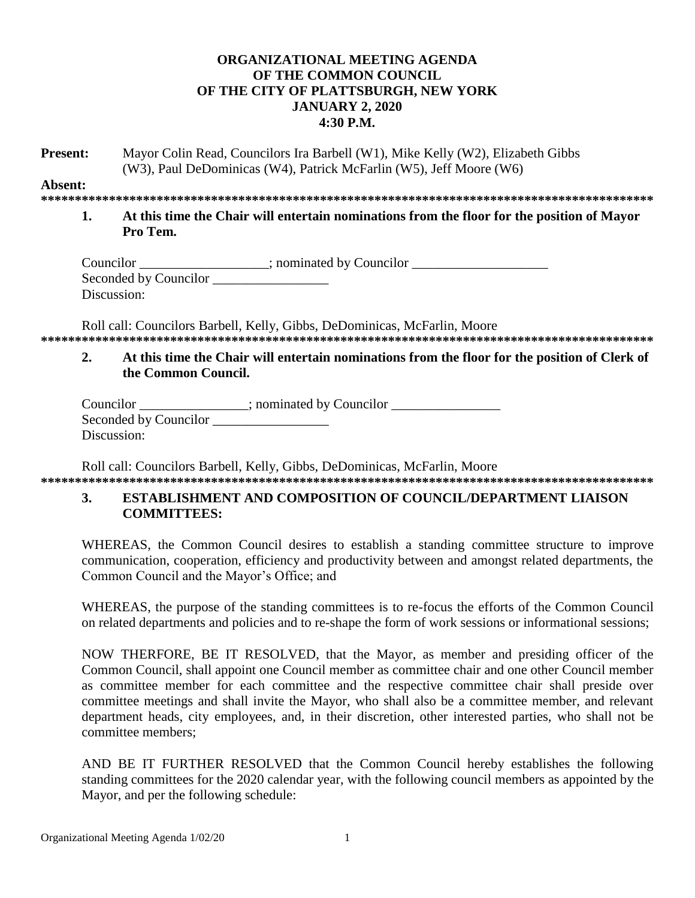**ORGANIZATIONAL MEETING AGENDA**
**OF THE COMMON COUNCIL**
**OF THE CITY OF PLATTSBURGH, NEW YORK**
**JANUARY 2, 2020**
**4:30 P.M.**

**Present:** Mayor Colin Read, Councilors Ira Barbell (W1), Mike Kelly (W2), Elizabeth Gibbs (W3), Paul DeDominicas (W4), Patrick McFarlin (W5), Jeff Moore (W6)

**Absent:**

***********************************************************************************************

**1. At this time the Chair will entertain nominations from the floor for the position of Mayor Pro Tem.**

Councilor ___________________; nominated by Councilor ____________________
Seconded by Councilor _________________
Discussion:

Roll call: Councilors Barbell, Kelly, Gibbs, DeDominicas, McFarlin, Moore

***********************************************************************************************

**2. At this time the Chair will entertain nominations from the floor for the position of Clerk of the Common Council.**

Councilor ________________; nominated by Councilor ________________
Seconded by Councilor _________________
Discussion:

Roll call: Councilors Barbell, Kelly, Gibbs, DeDominicas, McFarlin, Moore

***********************************************************************************************

**3. ESTABLISHMENT AND COMPOSITION OF COUNCIL/DEPARTMENT LIAISON COMMITTEES:**

WHEREAS, the Common Council desires to establish a standing committee structure to improve communication, cooperation, efficiency and productivity between and amongst related departments, the Common Council and the Mayor's Office; and

WHEREAS, the purpose of the standing committees is to re-focus the efforts of the Common Council on related departments and policies and to re-shape the form of work sessions or informational sessions;

NOW THERFORE, BE IT RESOLVED, that the Mayor, as member and presiding officer of the Common Council, shall appoint one Council member as committee chair and one other Council member as committee member for each committee and the respective committee chair shall preside over committee meetings and shall invite the Mayor, who shall also be a committee member, and relevant department heads, city employees, and, in their discretion, other interested parties, who shall not be committee members;

AND BE IT FURTHER RESOLVED that the Common Council hereby establishes the following standing committees for the 2020 calendar year, with the following council members as appointed by the Mayor, and per the following schedule: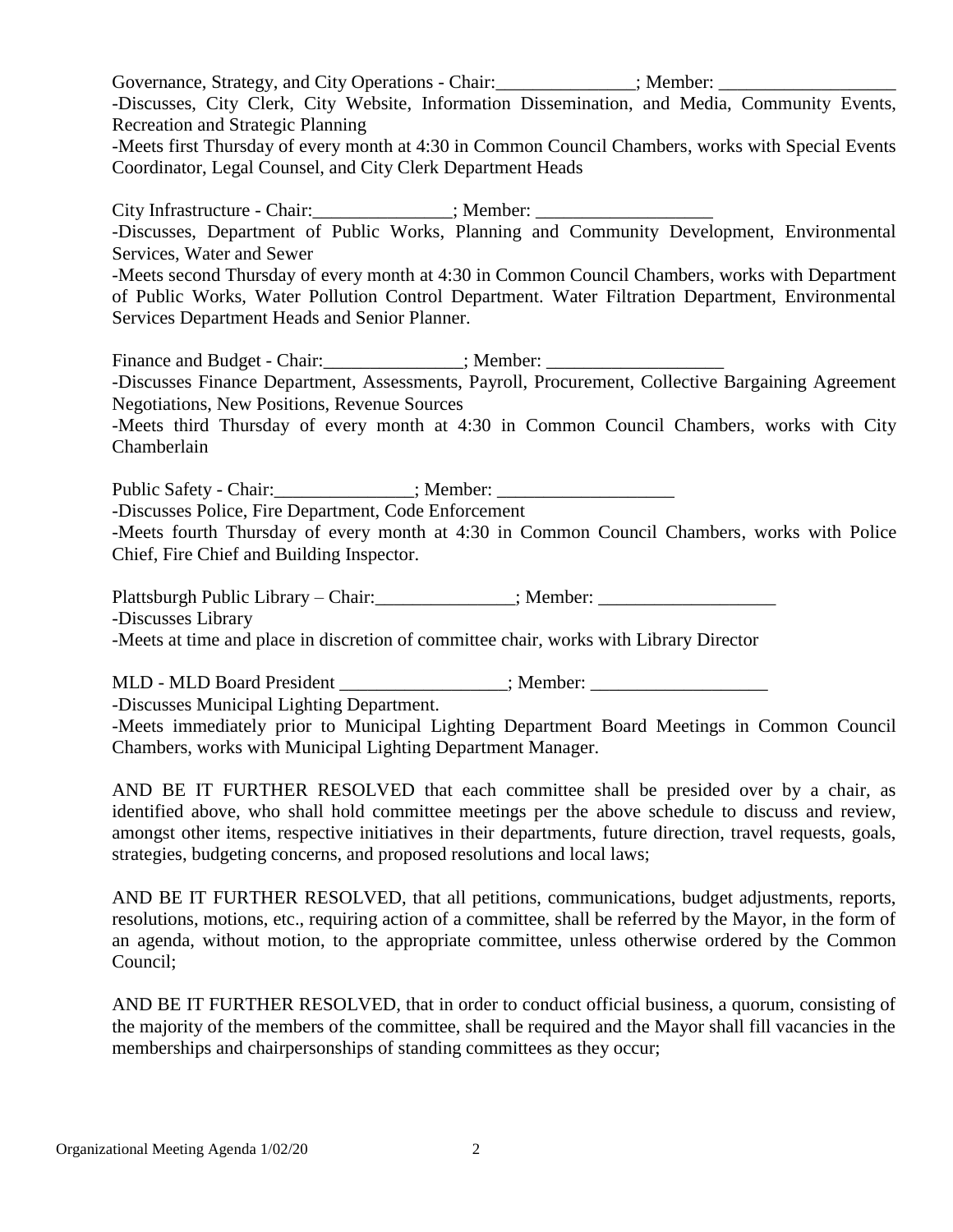Governance, Strategy, and City Operations - Chair:_______________; Member: ___________________

-Discusses, City Clerk, City Website, Information Dissemination, and Media, Community Events, Recreation and Strategic Planning

-Meets first Thursday of every month at 4:30 in Common Council Chambers, works with Special Events Coordinator, Legal Counsel, and City Clerk Department Heads

City Infrastructure - Chair:_______________; Member: ___________________

-Discusses, Department of Public Works, Planning and Community Development, Environmental Services, Water and Sewer

-Meets second Thursday of every month at 4:30 in Common Council Chambers, works with Department of Public Works, Water Pollution Control Department. Water Filtration Department, Environmental Services Department Heads and Senior Planner.

Finance and Budget - Chair:_______________; Member: ___________________

-Discusses Finance Department, Assessments, Payroll, Procurement, Collective Bargaining Agreement Negotiations, New Positions, Revenue Sources

-Meets third Thursday of every month at 4:30 in Common Council Chambers, works with City Chamberlain

Public Safety - Chair:_______________; Member: ___________________

-Discusses Police, Fire Department, Code Enforcement

-Meets fourth Thursday of every month at 4:30 in Common Council Chambers, works with Police Chief, Fire Chief and Building Inspector.

Plattsburgh Public Library – Chair:_______________; Member: ___________________

-Discusses Library

-Meets at time and place in discretion of committee chair, works with Library Director

MLD - MLD Board President __________________; Member: ___________________

-Discusses Municipal Lighting Department.

-Meets immediately prior to Municipal Lighting Department Board Meetings in Common Council Chambers, works with Municipal Lighting Department Manager.

AND BE IT FURTHER RESOLVED that each committee shall be presided over by a chair, as identified above, who shall hold committee meetings per the above schedule to discuss and review, amongst other items, respective initiatives in their departments, future direction, travel requests, goals, strategies, budgeting concerns, and proposed resolutions and local laws;

AND BE IT FURTHER RESOLVED, that all petitions, communications, budget adjustments, reports, resolutions, motions, etc., requiring action of a committee, shall be referred by the Mayor, in the form of an agenda, without motion, to the appropriate committee, unless otherwise ordered by the Common Council;

AND BE IT FURTHER RESOLVED, that in order to conduct official business, a quorum, consisting of the majority of the members of the committee, shall be required and the Mayor shall fill vacancies in the memberships and chairpersonships of standing committees as they occur;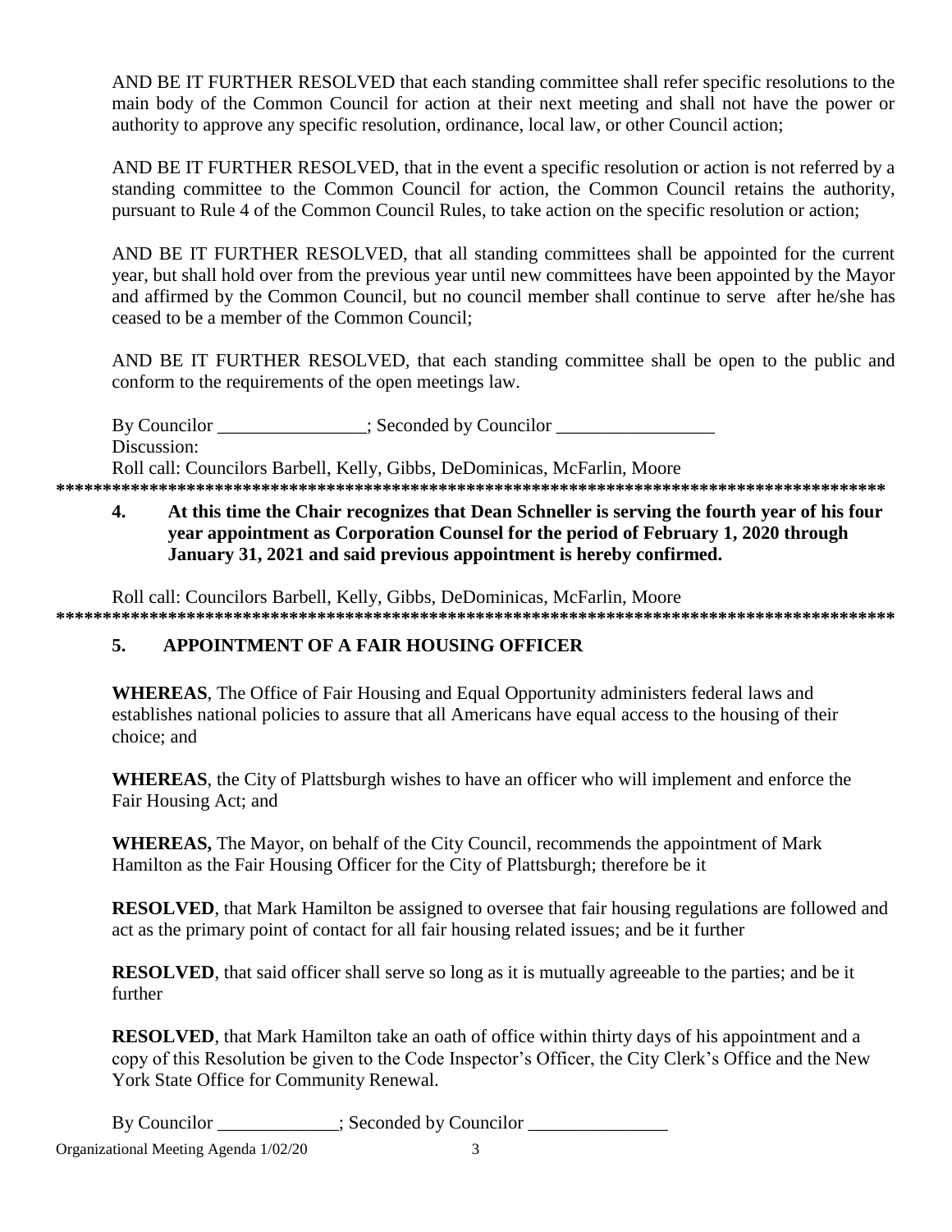AND BE IT FURTHER RESOLVED that each standing committee shall refer specific resolutions to the main body of the Common Council for action at their next meeting and shall not have the power or authority to approve any specific resolution, ordinance, local law, or other Council action;

AND BE IT FURTHER RESOLVED, that in the event a specific resolution or action is not referred by a standing committee to the Common Council for action, the Common Council retains the authority, pursuant to Rule 4 of the Common Council Rules, to take action on the specific resolution or action;

AND BE IT FURTHER RESOLVED, that all standing committees shall be appointed for the current year, but shall hold over from the previous year until new committees have been appointed by the Mayor and affirmed by the Common Council, but no council member shall continue to serve after he/she has ceased to be a member of the Common Council;

AND BE IT FURTHER RESOLVED, that each standing committee shall be open to the public and conform to the requirements of the open meetings law.

By Councilor ________________; Seconded by Councilor _________________

Discussion:

Roll call: Councilors Barbell, Kelly, Gibbs, DeDominicas, McFarlin, Moore

*****************************************************************************************

**4. At this time the Chair recognizes that Dean Schneller is serving the fourth year of his four year appointment as Corporation Counsel for the period of February 1, 2020 through January 31, 2021 and said previous appointment is hereby confirmed.**

Roll call: Councilors Barbell, Kelly, Gibbs, DeDominicas, McFarlin, Moore

*****************************************************************************************

## 5. APPOINTMENT OF A FAIR HOUSING OFFICER

**WHEREAS**, The Office of Fair Housing and Equal Opportunity administers federal laws and establishes national policies to assure that all Americans have equal access to the housing of their choice; and

**WHEREAS**, the City of Plattsburgh wishes to have an officer who will implement and enforce the Fair Housing Act; and

**WHEREAS,** The Mayor, on behalf of the City Council, recommends the appointment of Mark Hamilton as the Fair Housing Officer for the City of Plattsburgh; therefore be it

**RESOLVED**, that Mark Hamilton be assigned to oversee that fair housing regulations are followed and act as the primary point of contact for all fair housing related issues; and be it further

**RESOLVED**, that said officer shall serve so long as it is mutually agreeable to the parties; and be it further

**RESOLVED**, that Mark Hamilton take an oath of office within thirty days of his appointment and a copy of this Resolution be given to the Code Inspector's Officer, the City Clerk's Office and the New York State Office for Community Renewal.

By Councilor _____________; Seconded by Councilor _______________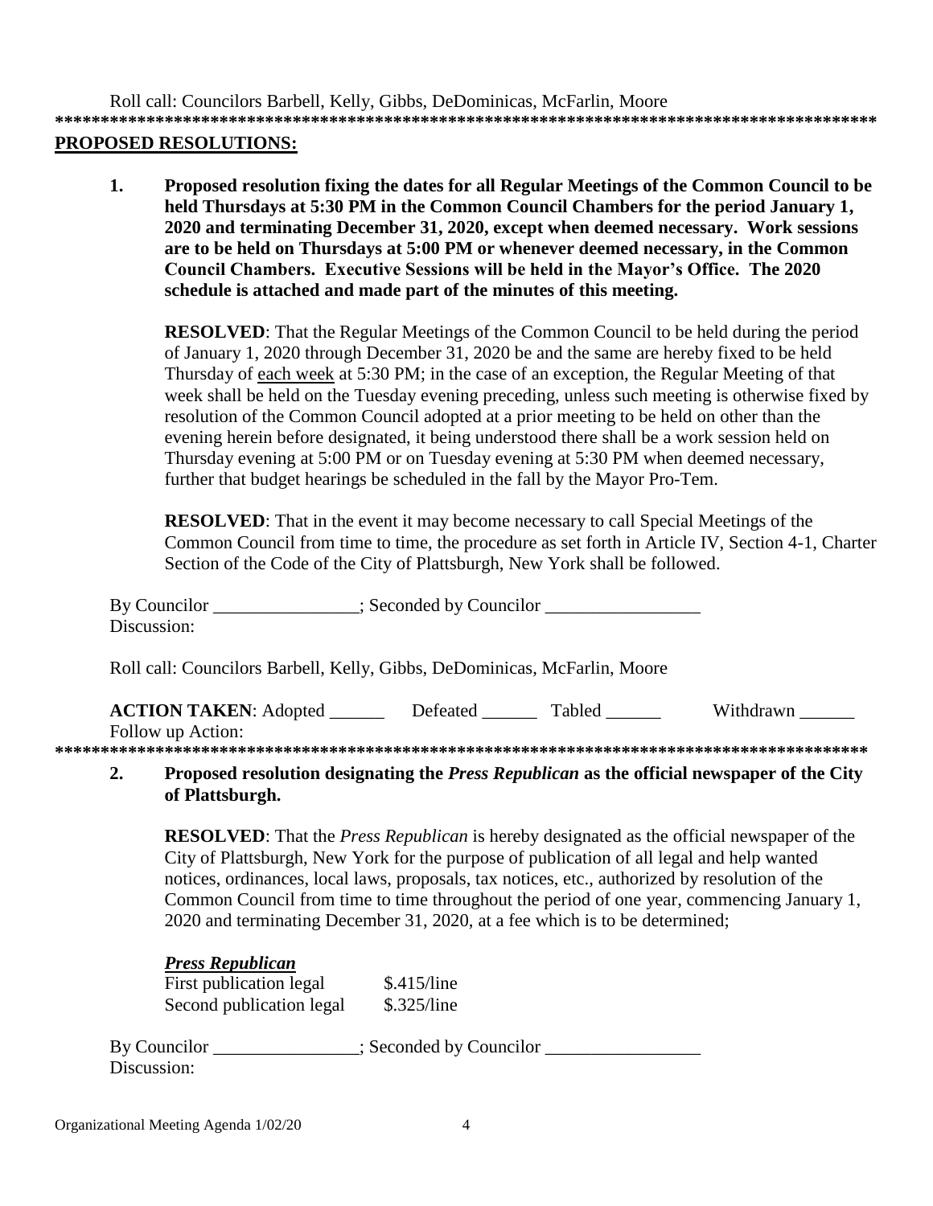Roll call: Councilors Barbell, Kelly, Gibbs, DeDominicas, McFarlin, Moore

******************************************************************************************

**PROPOSED RESOLUTIONS:**

**1. Proposed resolution fixing the dates for all Regular Meetings of the Common Council to be held Thursdays at 5:30 PM in the Common Council Chambers for the period January 1, 2020 and terminating December 31, 2020, except when deemed necessary. Work sessions are to be held on Thursdays at 5:00 PM or whenever deemed necessary, in the Common Council Chambers. Executive Sessions will be held in the Mayor's Office. The 2020 schedule is attached and made part of the minutes of this meeting.**

**RESOLVED**: That the Regular Meetings of the Common Council to be held during the period of January 1, 2020 through December 31, 2020 be and the same are hereby fixed to be held Thursday of <u>each week</u> at 5:30 PM; in the case of an exception, the Regular Meeting of that week shall be held on the Tuesday evening preceding, unless such meeting is otherwise fixed by resolution of the Common Council adopted at a prior meeting to be held on other than the evening herein before designated, it being understood there shall be a work session held on Thursday evening at 5:00 PM or on Tuesday evening at 5:30 PM when deemed necessary, further that budget hearings be scheduled in the fall by the Mayor Pro-Tem.

**RESOLVED**: That in the event it may become necessary to call Special Meetings of the Common Council from time to time, the procedure as set forth in Article IV, Section 4-1, Charter Section of the Code of the City of Plattsburgh, New York shall be followed.

By Councilor ________________; Seconded by Councilor _________________
Discussion:

Roll call: Councilors Barbell, Kelly, Gibbs, DeDominicas, McFarlin, Moore

**ACTION TAKEN**: Adopted ______ Defeated ______ Tabled ______ Withdrawn ______
Follow up Action:

******************************************************************************************

**2. Proposed resolution designating the *Press Republican* as the official newspaper of the City of Plattsburgh.**

**RESOLVED**: That the *Press Republican* is hereby designated as the official newspaper of the City of Plattsburgh, New York for the purpose of publication of all legal and help wanted notices, ordinances, local laws, proposals, tax notices, etc., authorized by resolution of the Common Council from time to time throughout the period of one year, commencing January 1, 2020 and terminating December 31, 2020, at a fee which is to be determined;

***<u>Press Republican</u>***

| | |
|---|---|
| First publication legal | $.415/line |
| Second publication legal | $.325/line |

By Councilor ________________; Seconded by Councilor _________________
Discussion: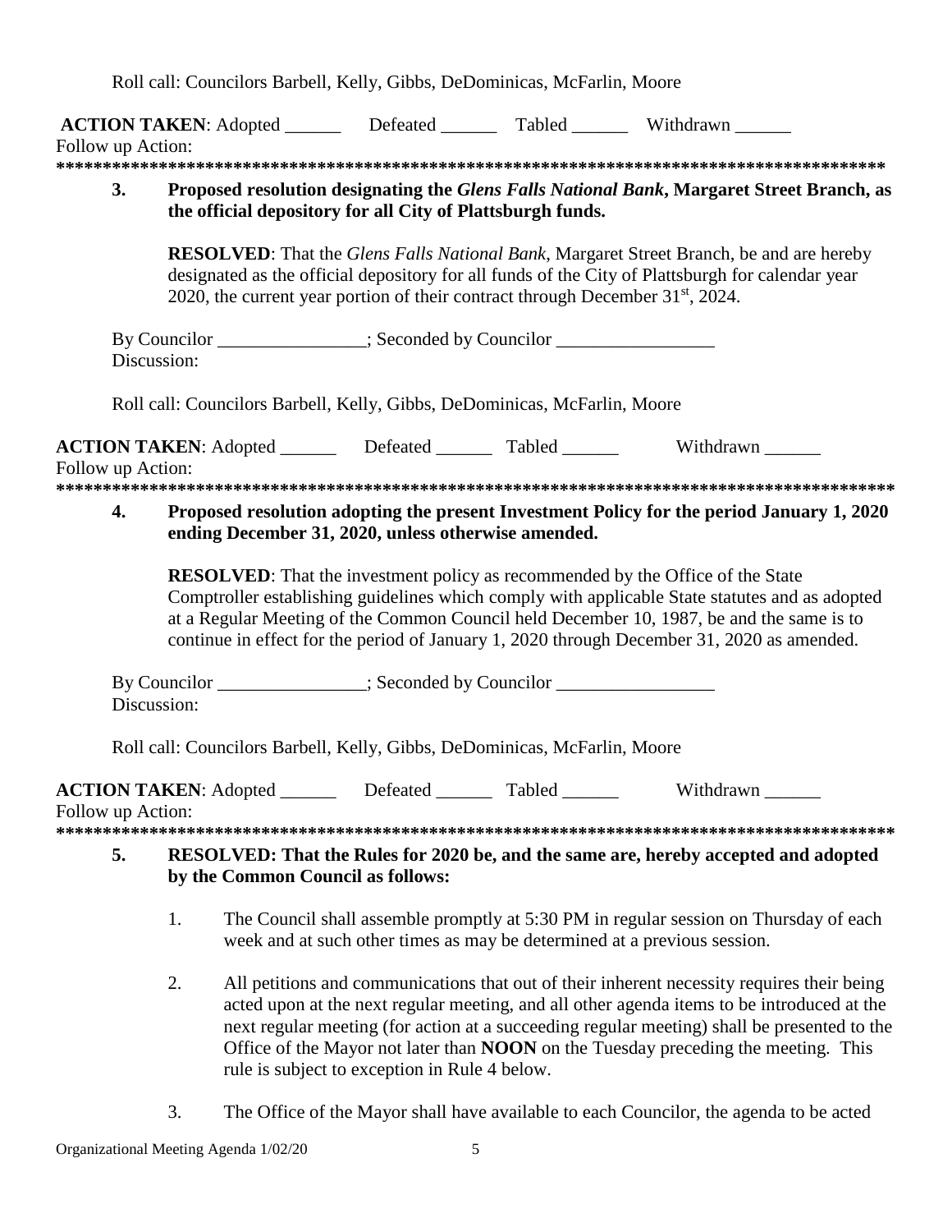Roll call: Councilors Barbell, Kelly, Gibbs, DeDominicas, McFarlin, Moore

**ACTION TAKEN**: Adopted ______ Defeated ______ Tabled ______ Withdrawn ______
Follow up Action:

**************************************************************************************************

**3. Proposed resolution designating the *Glens Falls National Bank*, Margaret Street Branch, as the official depository for all City of Plattsburgh funds.**

**RESOLVED**: That the *Glens Falls National Bank*, Margaret Street Branch, be and are hereby designated as the official depository for all funds of the City of Plattsburgh for calendar year 2020, the current year portion of their contract through December 31st, 2024.

By Councilor ________________; Seconded by Councilor _________________
Discussion:

Roll call: Councilors Barbell, Kelly, Gibbs, DeDominicas, McFarlin, Moore

**ACTION TAKEN**: Adopted ______ Defeated ______ Tabled ______ Withdrawn ______
Follow up Action:

**************************************************************************************************

**4. Proposed resolution adopting the present Investment Policy for the period January 1, 2020 ending December 31, 2020, unless otherwise amended.**

**RESOLVED**: That the investment policy as recommended by the Office of the State Comptroller establishing guidelines which comply with applicable State statutes and as adopted at a Regular Meeting of the Common Council held December 10, 1987, be and the same is to continue in effect for the period of January 1, 2020 through December 31, 2020 as amended.

By Councilor ________________; Seconded by Councilor _________________
Discussion:

Roll call: Councilors Barbell, Kelly, Gibbs, DeDominicas, McFarlin, Moore

**ACTION TAKEN**: Adopted ______ Defeated ______ Tabled ______ Withdrawn ______
Follow up Action:

**************************************************************************************************

**5. RESOLVED: That the Rules for 2020 be, and the same are, hereby accepted and adopted by the Common Council as follows:**

1. The Council shall assemble promptly at 5:30 PM in regular session on Thursday of each week and at such other times as may be determined at a previous session.

2. All petitions and communications that out of their inherent necessity requires their being acted upon at the next regular meeting, and all other agenda items to be introduced at the next regular meeting (for action at a succeeding regular meeting) shall be presented to the Office of the Mayor not later than **NOON** on the Tuesday preceding the meeting. This rule is subject to exception in Rule 4 below.

3. The Office of the Mayor shall have available to each Councilor, the agenda to be acted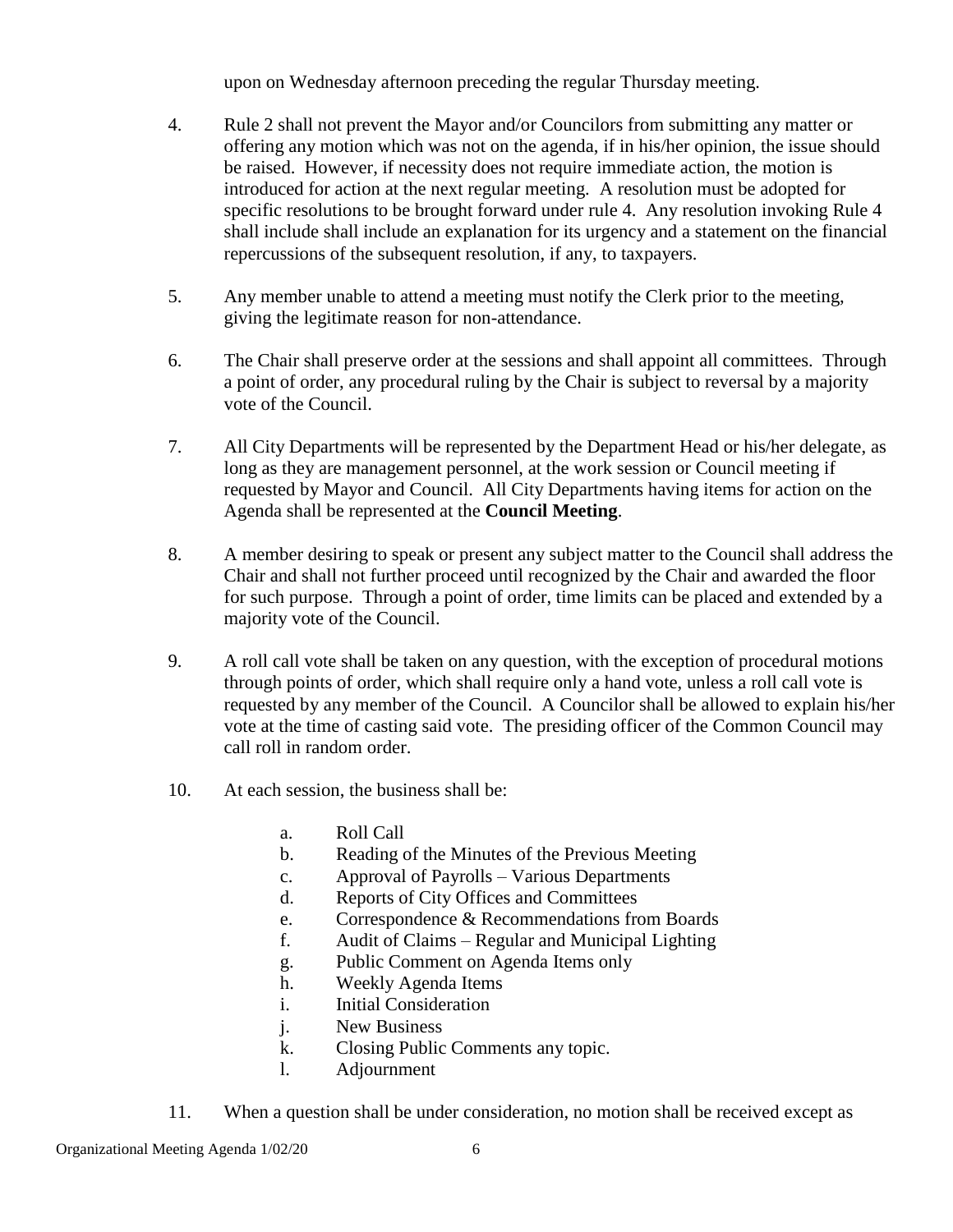upon on Wednesday afternoon preceding the regular Thursday meeting.

4. Rule 2 shall not prevent the Mayor and/or Councilors from submitting any matter or offering any motion which was not on the agenda, if in his/her opinion, the issue should be raised. However, if necessity does not require immediate action, the motion is introduced for action at the next regular meeting. A resolution must be adopted for specific resolutions to be brought forward under rule 4. Any resolution invoking Rule 4 shall include shall include an explanation for its urgency and a statement on the financial repercussions of the subsequent resolution, if any, to taxpayers.

5. Any member unable to attend a meeting must notify the Clerk prior to the meeting, giving the legitimate reason for non-attendance.

6. The Chair shall preserve order at the sessions and shall appoint all committees. Through a point of order, any procedural ruling by the Chair is subject to reversal by a majority vote of the Council.

7. All City Departments will be represented by the Department Head or his/her delegate, as long as they are management personnel, at the work session or Council meeting if requested by Mayor and Council. All City Departments having items for action on the Agenda shall be represented at the **Council Meeting**.

8. A member desiring to speak or present any subject matter to the Council shall address the Chair and shall not further proceed until recognized by the Chair and awarded the floor for such purpose. Through a point of order, time limits can be placed and extended by a majority vote of the Council.

9. A roll call vote shall be taken on any question, with the exception of procedural motions through points of order, which shall require only a hand vote, unless a roll call vote is requested by any member of the Council. A Councilor shall be allowed to explain his/her vote at the time of casting said vote. The presiding officer of the Common Council may call roll in random order.

10. At each session, the business shall be:

    a. Roll Call
    b. Reading of the Minutes of the Previous Meeting
    c. Approval of Payrolls – Various Departments
    d. Reports of City Offices and Committees
    e. Correspondence & Recommendations from Boards
    f. Audit of Claims – Regular and Municipal Lighting
    g. Public Comment on Agenda Items only
    h. Weekly Agenda Items
    i. Initial Consideration
    j. New Business
    k. Closing Public Comments any topic.
    l. Adjournment

11. When a question shall be under consideration, no motion shall be received except as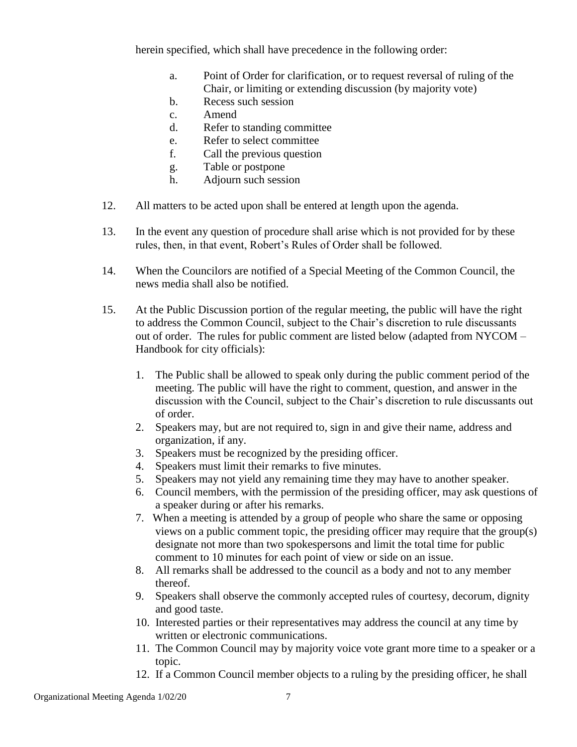herein specified, which shall have precedence in the following order:

a. Point of Order for clarification, or to request reversal of ruling of the Chair, or limiting or extending discussion (by majority vote)
b. Recess such session
c. Amend
d. Refer to standing committee
e. Refer to select committee
f. Call the previous question
g. Table or postpone
h. Adjourn such session

12. All matters to be acted upon shall be entered at length upon the agenda.

13. In the event any question of procedure shall arise which is not provided for by these rules, then, in that event, Robert's Rules of Order shall be followed.

14. When the Councilors are notified of a Special Meeting of the Common Council, the news media shall also be notified.

15. At the Public Discussion portion of the regular meeting, the public will have the right to address the Common Council, subject to the Chair's discretion to rule discussants out of order. The rules for public comment are listed below (adapted from NYCOM – Handbook for city officials):

    1. The Public shall be allowed to speak only during the public comment period of the meeting. The public will have the right to comment, question, and answer in the discussion with the Council, subject to the Chair's discretion to rule discussants out of order.
    2. Speakers may, but are not required to, sign in and give their name, address and organization, if any.
    3. Speakers must be recognized by the presiding officer.
    4. Speakers must limit their remarks to five minutes.
    5. Speakers may not yield any remaining time they may have to another speaker.
    6. Council members, with the permission of the presiding officer, may ask questions of a speaker during or after his remarks.
    7. When a meeting is attended by a group of people who share the same or opposing views on a public comment topic, the presiding officer may require that the group(s) designate not more than two spokespersons and limit the total time for public comment to 10 minutes for each point of view or side on an issue.
    8. All remarks shall be addressed to the council as a body and not to any member thereof.
    9. Speakers shall observe the commonly accepted rules of courtesy, decorum, dignity and good taste.
    10. Interested parties or their representatives may address the council at any time by written or electronic communications.
    11. The Common Council may by majority voice vote grant more time to a speaker or a topic.
    12. If a Common Council member objects to a ruling by the presiding officer, he shall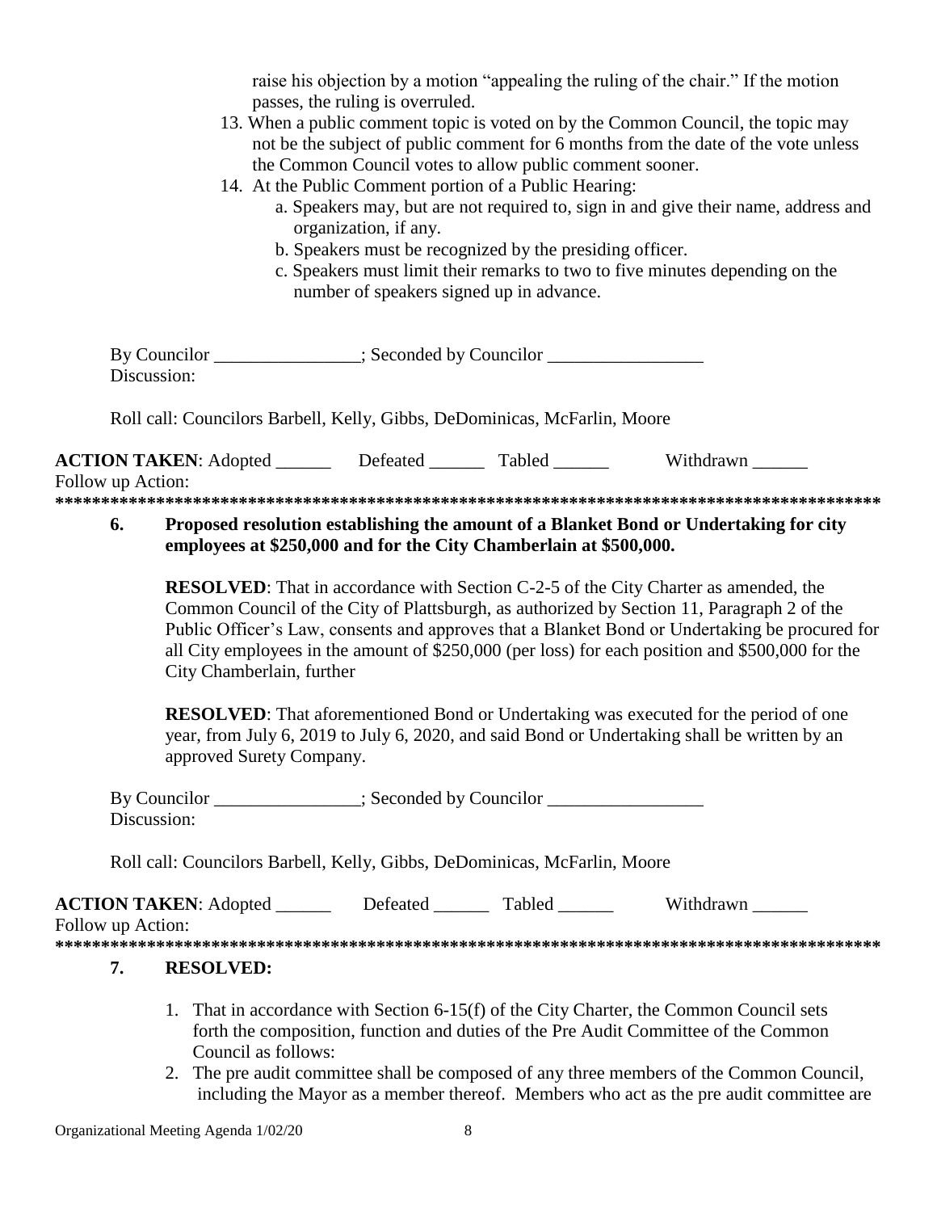raise his objection by a motion "appealing the ruling of the chair." If the motion passes, the ruling is overruled.

13. When a public comment topic is voted on by the Common Council, the topic may not be the subject of public comment for 6 months from the date of the vote unless the Common Council votes to allow public comment sooner.
14. At the Public Comment portion of a Public Hearing:
    a. Speakers may, but are not required to, sign in and give their name, address and organization, if any.
    b. Speakers must be recognized by the presiding officer.
    c. Speakers must limit their remarks to two to five minutes depending on the number of speakers signed up in advance.

By Councilor ________________; Seconded by Councilor _________________
Discussion:

Roll call: Councilors Barbell, Kelly, Gibbs, DeDominicas, McFarlin, Moore

**ACTION TAKEN**: Adopted ______ Defeated ______ Tabled ______ Withdrawn ______
Follow up Action:

*******************************************************************************************

**6. Proposed resolution establishing the amount of a Blanket Bond or Undertaking for city employees at $250,000 and for the City Chamberlain at $500,000.**

**RESOLVED**: That in accordance with Section C-2-5 of the City Charter as amended, the Common Council of the City of Plattsburgh, as authorized by Section 11, Paragraph 2 of the Public Officer's Law, consents and approves that a Blanket Bond or Undertaking be procured for all City employees in the amount of $250,000 (per loss) for each position and $500,000 for the City Chamberlain, further

**RESOLVED**: That aforementioned Bond or Undertaking was executed for the period of one year, from July 6, 2019 to July 6, 2020, and said Bond or Undertaking shall be written by an approved Surety Company.

By Councilor ________________; Seconded by Councilor _________________
Discussion:

Roll call: Councilors Barbell, Kelly, Gibbs, DeDominicas, McFarlin, Moore

**ACTION TAKEN**: Adopted ______ Defeated ______ Tabled ______ Withdrawn ______
Follow up Action:

*******************************************************************************************

**7. RESOLVED:**

1. That in accordance with Section 6-15(f) of the City Charter, the Common Council sets forth the composition, function and duties of the Pre Audit Committee of the Common Council as follows:
2. The pre audit committee shall be composed of any three members of the Common Council, including the Mayor as a member thereof. Members who act as the pre audit committee are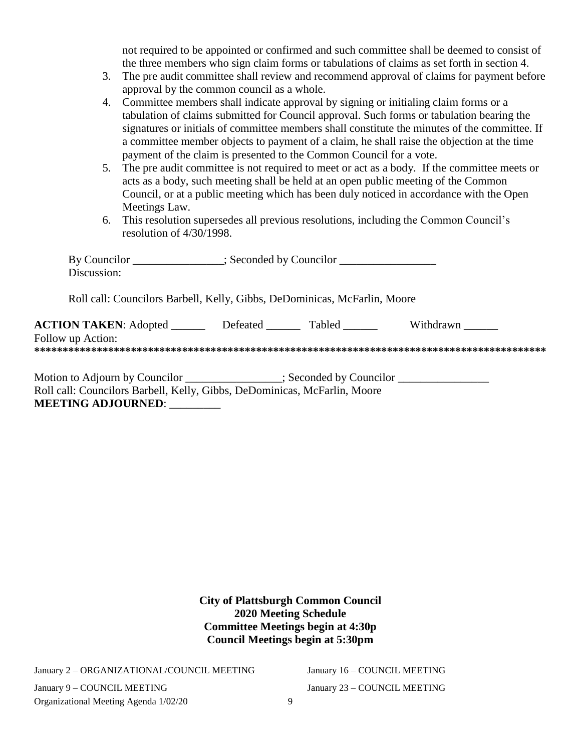not required to be appointed or confirmed and such committee shall be deemed to consist of the three members who sign claim forms or tabulations of claims as set forth in section 4.

3. The pre audit committee shall review and recommend approval of claims for payment before approval by the common council as a whole.
4. Committee members shall indicate approval by signing or initialing claim forms or a tabulation of claims submitted for Council approval. Such forms or tabulation bearing the signatures or initials of committee members shall constitute the minutes of the committee. If a committee member objects to payment of a claim, he shall raise the objection at the time payment of the claim is presented to the Common Council for a vote.
5. The pre audit committee is not required to meet or act as a body. If the committee meets or acts as a body, such meeting shall be held at an open public meeting of the Common Council, or at a public meeting which has been duly noticed in accordance with the Open Meetings Law.
6. This resolution supersedes all previous resolutions, including the Common Council's resolution of 4/30/1998.

By Councilor ________________; Seconded by Councilor _________________
Discussion:

Roll call: Councilors Barbell, Kelly, Gibbs, DeDominicas, McFarlin, Moore

**ACTION TAKEN**: Adopted ______ Defeated ______ Tabled ______ Withdrawn ______
Follow up Action:

*****************************************************************************************

Motion to Adjourn by Councilor _________________; Seconded by Councilor ________________
Roll call: Councilors Barbell, Kelly, Gibbs, DeDominicas, McFarlin, Moore
**MEETING ADJOURNED**: _________

**City of Plattsburgh Common Council**
**2020 Meeting Schedule**
**Committee Meetings begin at 4:30p**
**Council Meetings begin at 5:30pm**

January 2 – ORGANIZATIONAL/COUNCIL MEETING

January 9 – COUNCIL MEETING

January 16 – COUNCIL MEETING

January 23 – COUNCIL MEETING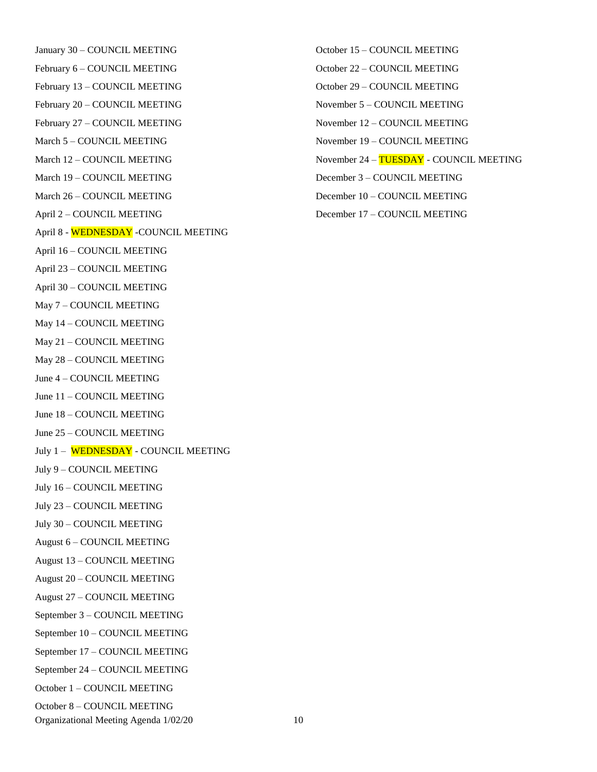January 30 – COUNCIL MEETING

February 6 – COUNCIL MEETING

February 13 – COUNCIL MEETING

February 20 – COUNCIL MEETING

February 27 – COUNCIL MEETING

March 5 – COUNCIL MEETING

March 12 – COUNCIL MEETING

March 19 – COUNCIL MEETING

March 26 – COUNCIL MEETING

April 2 – COUNCIL MEETING

April 8 - WEDNESDAY -COUNCIL MEETING

April 16 – COUNCIL MEETING

April 23 – COUNCIL MEETING

April 30 – COUNCIL MEETING

May 7 – COUNCIL MEETING

May 14 – COUNCIL MEETING

May 21 – COUNCIL MEETING

May 28 – COUNCIL MEETING

June 4 – COUNCIL MEETING

June 11 – COUNCIL MEETING

June 18 – COUNCIL MEETING

June 25 – COUNCIL MEETING

July 1 – WEDNESDAY - COUNCIL MEETING

July 9 – COUNCIL MEETING

July 16 – COUNCIL MEETING

July 23 – COUNCIL MEETING

July 30 – COUNCIL MEETING

August 6 – COUNCIL MEETING

August 13 – COUNCIL MEETING

August 20 – COUNCIL MEETING

August 27 – COUNCIL MEETING

September 3 – COUNCIL MEETING

September 10 – COUNCIL MEETING

September 17 – COUNCIL MEETING

September 24 – COUNCIL MEETING

October 1 – COUNCIL MEETING

October 8 – COUNCIL MEETING

October 15 – COUNCIL MEETING

October 22 – COUNCIL MEETING

October 29 – COUNCIL MEETING

November 5 – COUNCIL MEETING

November 12 – COUNCIL MEETING

November 19 – COUNCIL MEETING

November 24 – TUESDAY - COUNCIL MEETING

December 3 – COUNCIL MEETING

December 10 – COUNCIL MEETING

December 17 – COUNCIL MEETING